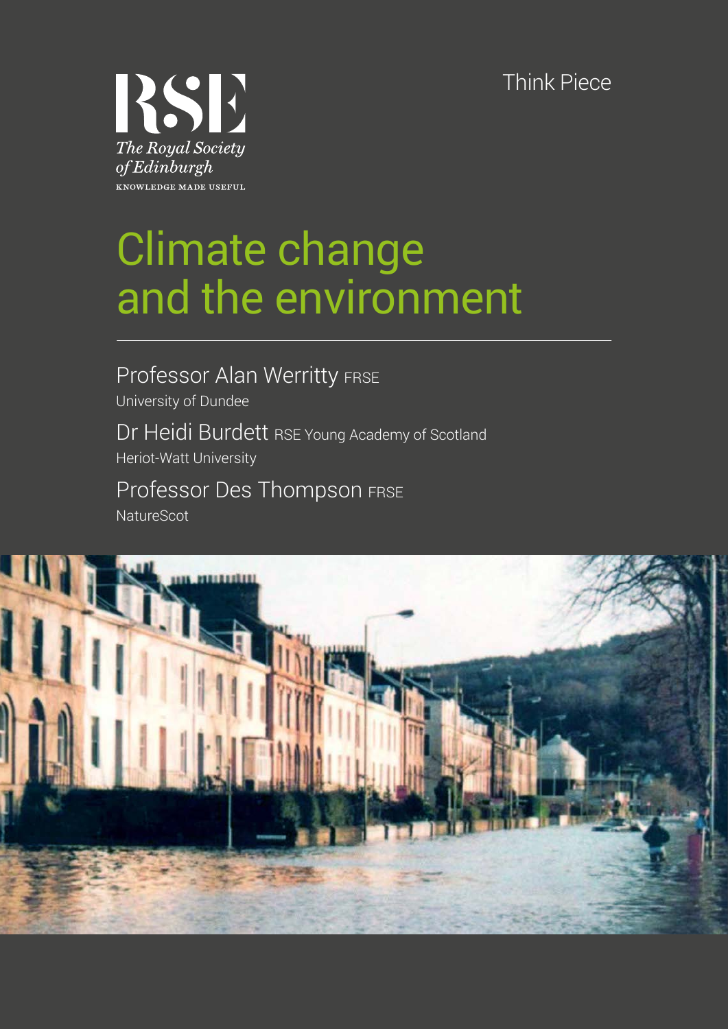Think Piece

The Royal Society of Edinburgh

KNOWLEDGE MADE USEFUL

# Climate change and the environment

Professor Alan Werritty FRSE
University of Dundee

Dr Heidi Burdett RSE Young Academy of Scotland
Heriot-Watt University

Professor Des Thompson FRSE
NatureScot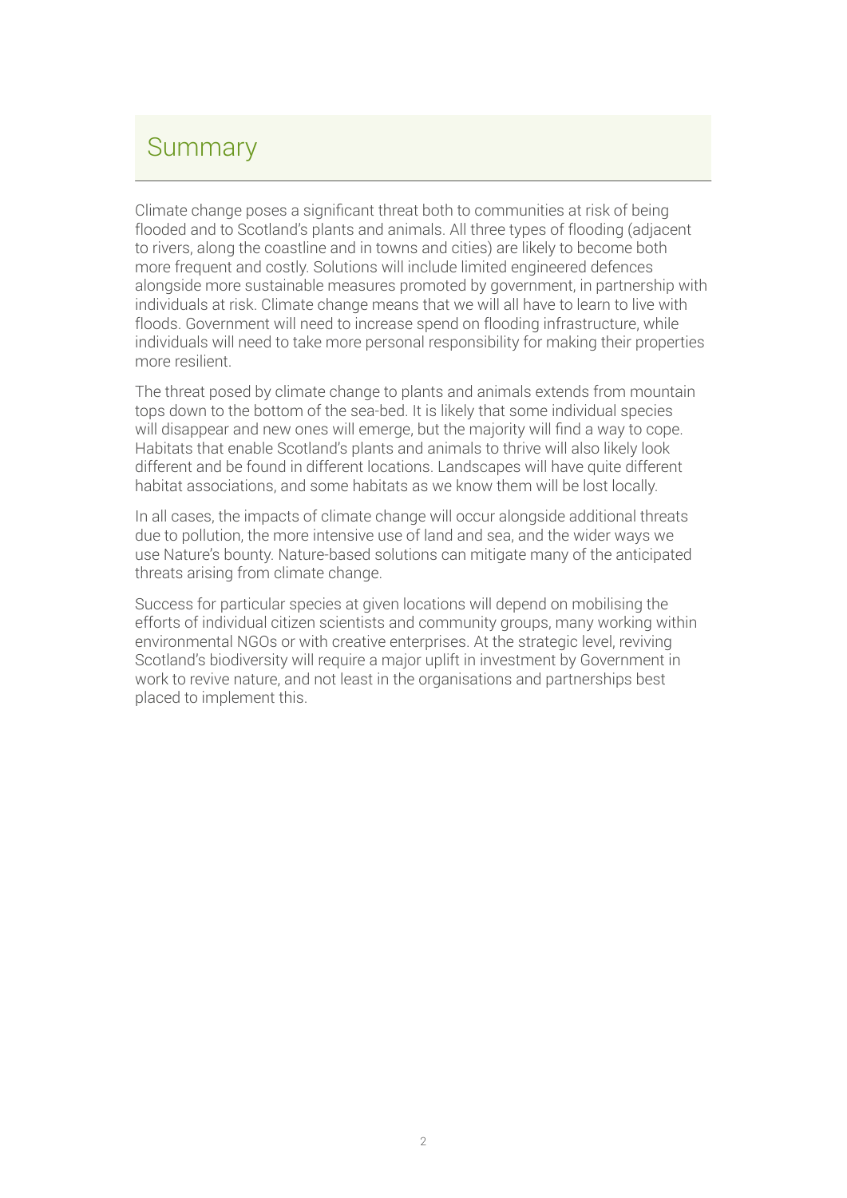## Summary

Climate change poses a significant threat both to communities at risk of being flooded and to Scotland's plants and animals. All three types of flooding (adjacent to rivers, along the coastline and in towns and cities) are likely to become both more frequent and costly. Solutions will include limited engineered defences alongside more sustainable measures promoted by government, in partnership with individuals at risk. Climate change means that we will all have to learn to live with floods. Government will need to increase spend on flooding infrastructure, while individuals will need to take more personal responsibility for making their properties more resilient.

The threat posed by climate change to plants and animals extends from mountain tops down to the bottom of the sea-bed. It is likely that some individual species will disappear and new ones will emerge, but the majority will find a way to cope. Habitats that enable Scotland's plants and animals to thrive will also likely look different and be found in different locations. Landscapes will have quite different habitat associations, and some habitats as we know them will be lost locally.

In all cases, the impacts of climate change will occur alongside additional threats due to pollution, the more intensive use of land and sea, and the wider ways we use Nature's bounty. Nature-based solutions can mitigate many of the anticipated threats arising from climate change.

Success for particular species at given locations will depend on mobilising the efforts of individual citizen scientists and community groups, many working within environmental NGOs or with creative enterprises. At the strategic level, reviving Scotland's biodiversity will require a major uplift in investment by Government in work to revive nature, and not least in the organisations and partnerships best placed to implement this.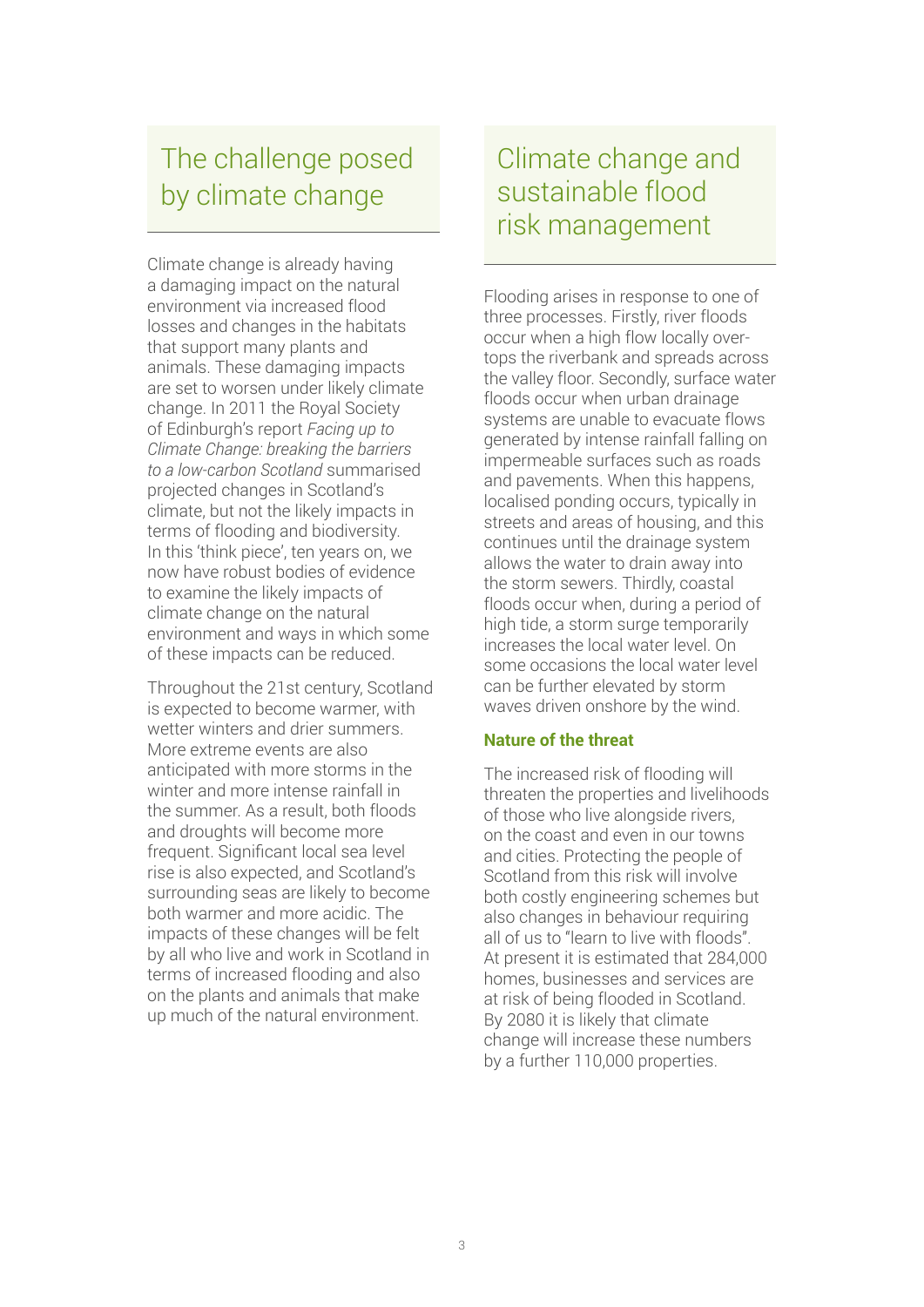## The challenge posed by climate change

Climate change is already having a damaging impact on the natural environment via increased flood losses and changes in the habitats that support many plants and animals. These damaging impacts are set to worsen under likely climate change. In 2011 the Royal Society of Edinburgh's report *Facing up to Climate Change: breaking the barriers to a low-carbon Scotland* summarised projected changes in Scotland's climate, but not the likely impacts in terms of flooding and biodiversity. In this 'think piece', ten years on, we now have robust bodies of evidence to examine the likely impacts of climate change on the natural environment and ways in which some of these impacts can be reduced.

Throughout the 21st century, Scotland is expected to become warmer, with wetter winters and drier summers. More extreme events are also anticipated with more storms in the winter and more intense rainfall in the summer. As a result, both floods and droughts will become more frequent. Significant local sea level rise is also expected, and Scotland's surrounding seas are likely to become both warmer and more acidic. The impacts of these changes will be felt by all who live and work in Scotland in terms of increased flooding and also on the plants and animals that make up much of the natural environment.

## Climate change and sustainable flood risk management

Flooding arises in response to one of three processes. Firstly, river floods occur when a high flow locally over-tops the riverbank and spreads across the valley floor. Secondly, surface water floods occur when urban drainage systems are unable to evacuate flows generated by intense rainfall falling on impermeable surfaces such as roads and pavements. When this happens, localised ponding occurs, typically in streets and areas of housing, and this continues until the drainage system allows the water to drain away into the storm sewers. Thirdly, coastal floods occur when, during a period of high tide, a storm surge temporarily increases the local water level. On some occasions the local water level can be further elevated by storm waves driven onshore by the wind.

### Nature of the threat

The increased risk of flooding will threaten the properties and livelihoods of those who live alongside rivers, on the coast and even in our towns and cities. Protecting the people of Scotland from this risk will involve both costly engineering schemes but also changes in behaviour requiring all of us to "learn to live with floods". At present it is estimated that 284,000 homes, businesses and services are at risk of being flooded in Scotland. By 2080 it is likely that climate change will increase these numbers by a further 110,000 properties.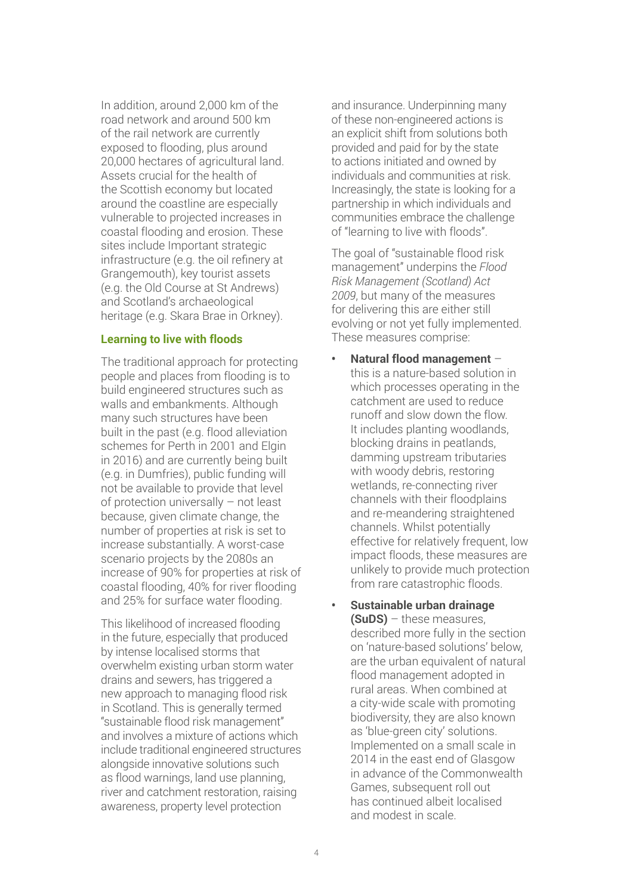In addition, around 2,000 km of the road network and around 500 km of the rail network are currently exposed to flooding, plus around 20,000 hectares of agricultural land. Assets crucial for the health of the Scottish economy but located around the coastline are especially vulnerable to projected increases in coastal flooding and erosion. These sites include Important strategic infrastructure (e.g. the oil refinery at Grangemouth), key tourist assets (e.g. the Old Course at St Andrews) and Scotland's archaeological heritage (e.g. Skara Brae in Orkney).

### Learning to live with floods

The traditional approach for protecting people and places from flooding is to build engineered structures such as walls and embankments. Although many such structures have been built in the past (e.g. flood alleviation schemes for Perth in 2001 and Elgin in 2016) and are currently being built (e.g. in Dumfries), public funding will not be available to provide that level of protection universally – not least because, given climate change, the number of properties at risk is set to increase substantially. A worst-case scenario projects by the 2080s an increase of 90% for properties at risk of coastal flooding, 40% for river flooding and 25% for surface water flooding.

This likelihood of increased flooding in the future, especially that produced by intense localised storms that overwhelm existing urban storm water drains and sewers, has triggered a new approach to managing flood risk in Scotland. This is generally termed "sustainable flood risk management" and involves a mixture of actions which include traditional engineered structures alongside innovative solutions such as flood warnings, land use planning, river and catchment restoration, raising awareness, property level protection and insurance. Underpinning many of these non-engineered actions is an explicit shift from solutions both provided and paid for by the state to actions initiated and owned by individuals and communities at risk. Increasingly, the state is looking for a partnership in which individuals and communities embrace the challenge of "learning to live with floods".

The goal of "sustainable flood risk management" underpins the *Flood Risk Management (Scotland) Act 2009*, but many of the measures for delivering this are either still evolving or not yet fully implemented. These measures comprise:

- **Natural flood management** – this is a nature-based solution in which processes operating in the catchment are used to reduce runoff and slow down the flow. It includes planting woodlands, blocking drains in peatlands, damming upstream tributaries with woody debris, restoring wetlands, re-connecting river channels with their floodplains and re-meandering straightened channels. Whilst potentially effective for relatively frequent, low impact floods, these measures are unlikely to provide much protection from rare catastrophic floods.
- **Sustainable urban drainage (SuDS)** – these measures, described more fully in the section on 'nature-based solutions' below, are the urban equivalent of natural flood management adopted in rural areas. When combined at a city-wide scale with promoting biodiversity, they are also known as 'blue-green city' solutions. Implemented on a small scale in 2014 in the east end of Glasgow in advance of the Commonwealth Games, subsequent roll out has continued albeit localised and modest in scale.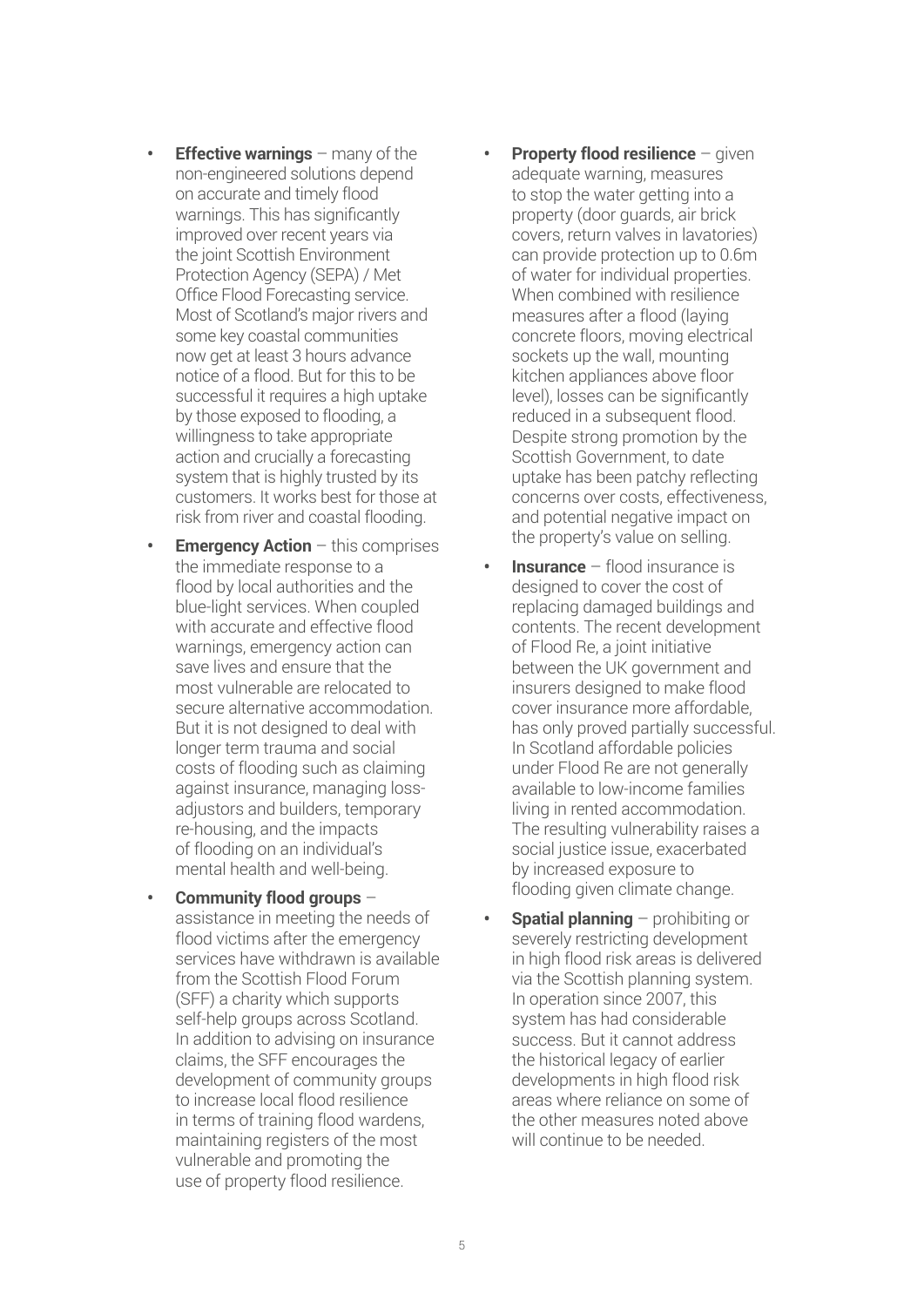- **Effective warnings** – many of the non-engineered solutions depend on accurate and timely flood warnings. This has significantly improved over recent years via the joint Scottish Environment Protection Agency (SEPA) / Met Office Flood Forecasting service. Most of Scotland's major rivers and some key coastal communities now get at least 3 hours advance notice of a flood. But for this to be successful it requires a high uptake by those exposed to flooding, a willingness to take appropriate action and crucially a forecasting system that is highly trusted by its customers. It works best for those at risk from river and coastal flooding.
- **Emergency Action** – this comprises the immediate response to a flood by local authorities and the blue-light services. When coupled with accurate and effective flood warnings, emergency action can save lives and ensure that the most vulnerable are relocated to secure alternative accommodation. But it is not designed to deal with longer term trauma and social costs of flooding such as claiming against insurance, managing loss-adjustors and builders, temporary re-housing, and the impacts of flooding on an individual's mental health and well-being.
- **Community flood groups** – assistance in meeting the needs of flood victims after the emergency services have withdrawn is available from the Scottish Flood Forum (SFF) a charity which supports self-help groups across Scotland. In addition to advising on insurance claims, the SFF encourages the development of community groups to increase local flood resilience in terms of training flood wardens, maintaining registers of the most vulnerable and promoting the use of property flood resilience.
- **Property flood resilience** – given adequate warning, measures to stop the water getting into a property (door guards, air brick covers, return valves in lavatories) can provide protection up to 0.6m of water for individual properties. When combined with resilience measures after a flood (laying concrete floors, moving electrical sockets up the wall, mounting kitchen appliances above floor level), losses can be significantly reduced in a subsequent flood. Despite strong promotion by the Scottish Government, to date uptake has been patchy reflecting concerns over costs, effectiveness, and potential negative impact on the property's value on selling.
- **Insurance** – flood insurance is designed to cover the cost of replacing damaged buildings and contents. The recent development of Flood Re, a joint initiative between the UK government and insurers designed to make flood cover insurance more affordable, has only proved partially successful. In Scotland affordable policies under Flood Re are not generally available to low-income families living in rented accommodation. The resulting vulnerability raises a social justice issue, exacerbated by increased exposure to flooding given climate change.
- **Spatial planning** – prohibiting or severely restricting development in high flood risk areas is delivered via the Scottish planning system. In operation since 2007, this system has had considerable success. But it cannot address the historical legacy of earlier developments in high flood risk areas where reliance on some of the other measures noted above will continue to be needed.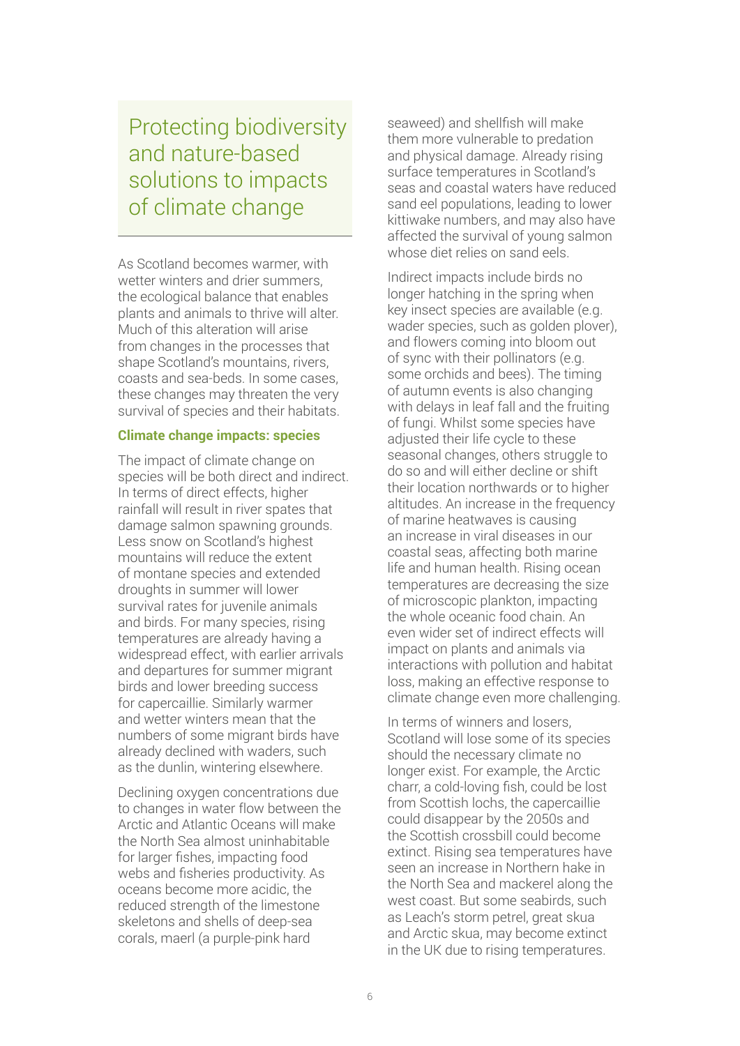# Protecting biodiversity and nature-based solutions to impacts of climate change

As Scotland becomes warmer, with wetter winters and drier summers, the ecological balance that enables plants and animals to thrive will alter. Much of this alteration will arise from changes in the processes that shape Scotland's mountains, rivers, coasts and sea-beds. In some cases, these changes may threaten the very survival of species and their habitats.

**Climate change impacts: species**

The impact of climate change on species will be both direct and indirect. In terms of direct effects, higher rainfall will result in river spates that damage salmon spawning grounds. Less snow on Scotland's highest mountains will reduce the extent of montane species and extended droughts in summer will lower survival rates for juvenile animals and birds. For many species, rising temperatures are already having a widespread effect, with earlier arrivals and departures for summer migrant birds and lower breeding success for capercaillie. Similarly warmer and wetter winters mean that the numbers of some migrant birds have already declined with waders, such as the dunlin, wintering elsewhere.

Declining oxygen concentrations due to changes in water flow between the Arctic and Atlantic Oceans will make the North Sea almost uninhabitable for larger fishes, impacting food webs and fisheries productivity. As oceans become more acidic, the reduced strength of the limestone skeletons and shells of deep-sea corals, maerl (a purple-pink hard seaweed) and shellfish will make them more vulnerable to predation and physical damage. Already rising surface temperatures in Scotland's seas and coastal waters have reduced sand eel populations, leading to lower kittiwake numbers, and may also have affected the survival of young salmon whose diet relies on sand eels.

Indirect impacts include birds no longer hatching in the spring when key insect species are available (e.g. wader species, such as golden plover), and flowers coming into bloom out of sync with their pollinators (e.g. some orchids and bees). The timing of autumn events is also changing with delays in leaf fall and the fruiting of fungi. Whilst some species have adjusted their life cycle to these seasonal changes, others struggle to do so and will either decline or shift their location northwards or to higher altitudes. An increase in the frequency of marine heatwaves is causing an increase in viral diseases in our coastal seas, affecting both marine life and human health. Rising ocean temperatures are decreasing the size of microscopic plankton, impacting the whole oceanic food chain. An even wider set of indirect effects will impact on plants and animals via interactions with pollution and habitat loss, making an effective response to climate change even more challenging.

In terms of winners and losers, Scotland will lose some of its species should the necessary climate no longer exist. For example, the Arctic charr, a cold-loving fish, could be lost from Scottish lochs, the capercaillie could disappear by the 2050s and the Scottish crossbill could become extinct. Rising sea temperatures have seen an increase in Northern hake in the North Sea and mackerel along the west coast. But some seabirds, such as Leach's storm petrel, great skua and Arctic skua, may become extinct in the UK due to rising temperatures.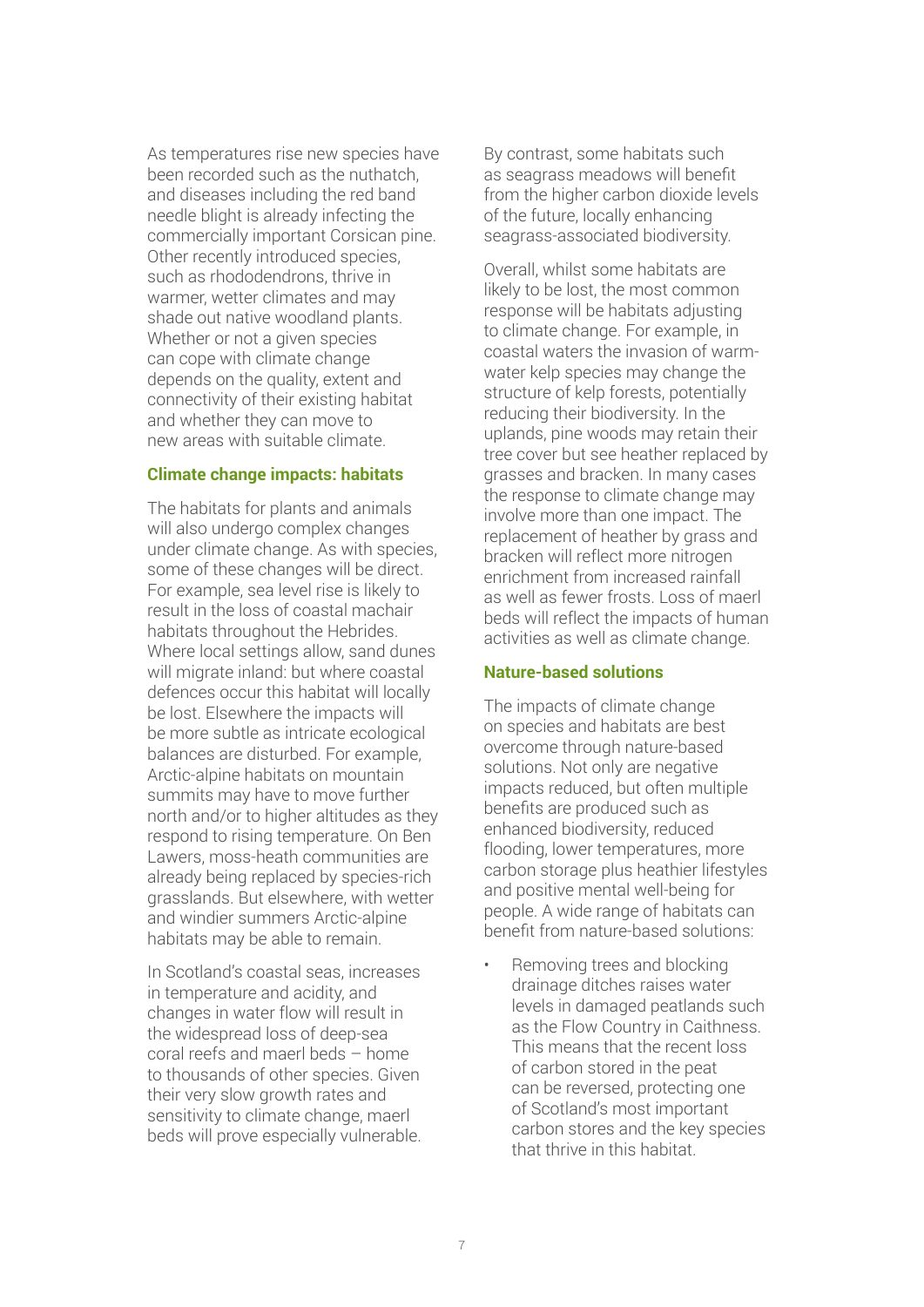As temperatures rise new species have been recorded such as the nuthatch, and diseases including the red band needle blight is already infecting the commercially important Corsican pine. Other recently introduced species, such as rhododendrons, thrive in warmer, wetter climates and may shade out native woodland plants. Whether or not a given species can cope with climate change depends on the quality, extent and connectivity of their existing habitat and whether they can move to new areas with suitable climate.

### Climate change impacts: habitats

The habitats for plants and animals will also undergo complex changes under climate change. As with species, some of these changes will be direct. For example, sea level rise is likely to result in the loss of coastal machair habitats throughout the Hebrides. Where local settings allow, sand dunes will migrate inland: but where coastal defences occur this habitat will locally be lost. Elsewhere the impacts will be more subtle as intricate ecological balances are disturbed. For example, Arctic-alpine habitats on mountain summits may have to move further north and/or to higher altitudes as they respond to rising temperature. On Ben Lawers, moss-heath communities are already being replaced by species-rich grasslands. But elsewhere, with wetter and windier summers Arctic-alpine habitats may be able to remain.

In Scotland's coastal seas, increases in temperature and acidity, and changes in water flow will result in the widespread loss of deep-sea coral reefs and maerl beds – home to thousands of other species. Given their very slow growth rates and sensitivity to climate change, maerl beds will prove especially vulnerable.

By contrast, some habitats such as seagrass meadows will benefit from the higher carbon dioxide levels of the future, locally enhancing seagrass-associated biodiversity.

Overall, whilst some habitats are likely to be lost, the most common response will be habitats adjusting to climate change. For example, in coastal waters the invasion of warm-water kelp species may change the structure of kelp forests, potentially reducing their biodiversity. In the uplands, pine woods may retain their tree cover but see heather replaced by grasses and bracken. In many cases the response to climate change may involve more than one impact. The replacement of heather by grass and bracken will reflect more nitrogen enrichment from increased rainfall as well as fewer frosts. Loss of maerl beds will reflect the impacts of human activities as well as climate change.

### Nature-based solutions

The impacts of climate change on species and habitats are best overcome through nature-based solutions. Not only are negative impacts reduced, but often multiple benefits are produced such as enhanced biodiversity, reduced flooding, lower temperatures, more carbon storage plus heathier lifestyles and positive mental well-being for people. A wide range of habitats can benefit from nature-based solutions:

- Removing trees and blocking drainage ditches raises water levels in damaged peatlands such as the Flow Country in Caithness. This means that the recent loss of carbon stored in the peat can be reversed, protecting one of Scotland's most important carbon stores and the key species that thrive in this habitat.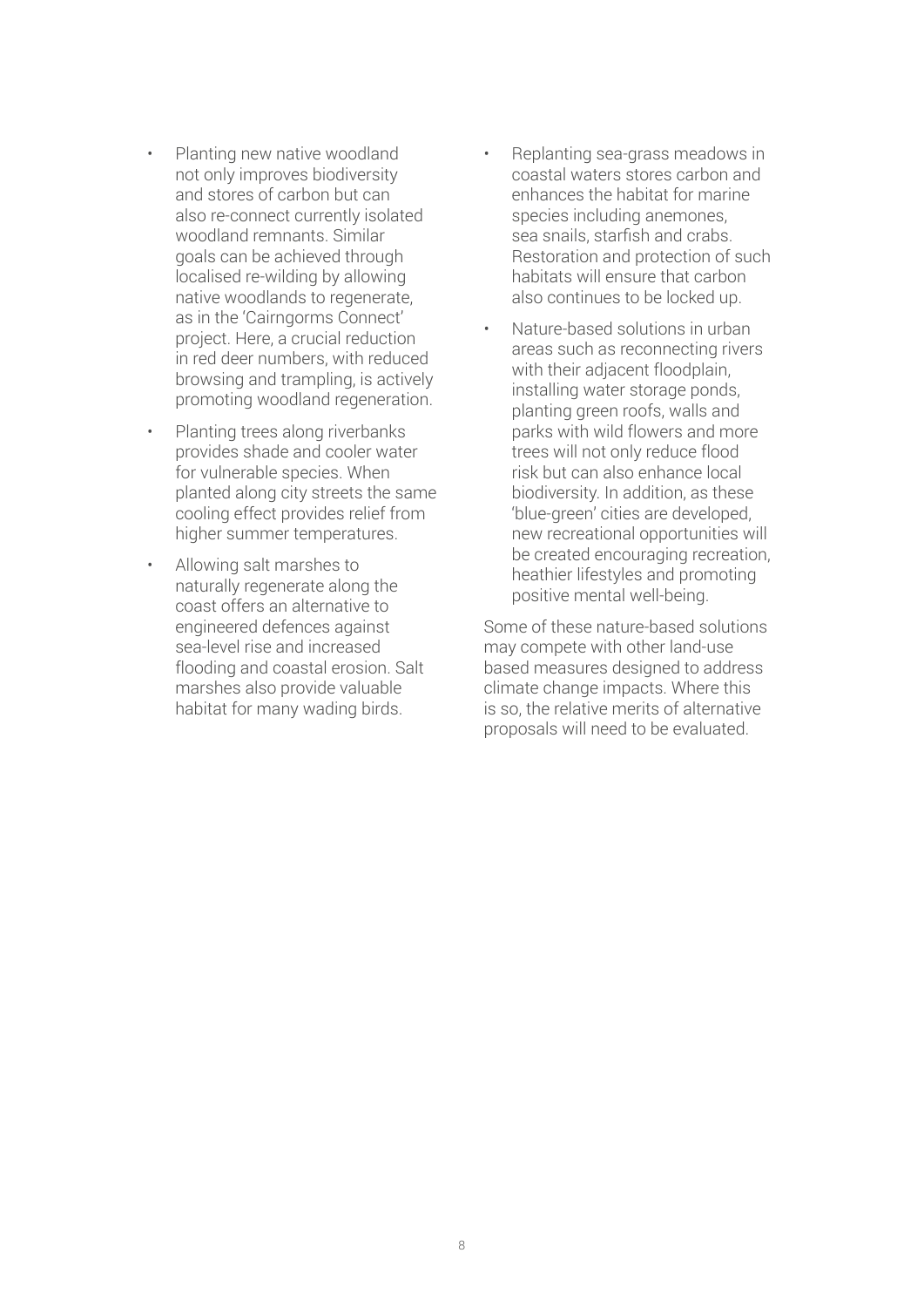- Planting new native woodland not only improves biodiversity and stores of carbon but can also re-connect currently isolated woodland remnants. Similar goals can be achieved through localised re-wilding by allowing native woodlands to regenerate, as in the 'Cairngorms Connect' project. Here, a crucial reduction in red deer numbers, with reduced browsing and trampling, is actively promoting woodland regeneration.
- Planting trees along riverbanks provides shade and cooler water for vulnerable species. When planted along city streets the same cooling effect provides relief from higher summer temperatures.
- Allowing salt marshes to naturally regenerate along the coast offers an alternative to engineered defences against sea-level rise and increased flooding and coastal erosion. Salt marshes also provide valuable habitat for many wading birds.
- Replanting sea-grass meadows in coastal waters stores carbon and enhances the habitat for marine species including anemones, sea snails, starfish and crabs. Restoration and protection of such habitats will ensure that carbon also continues to be locked up.
- Nature-based solutions in urban areas such as reconnecting rivers with their adjacent floodplain, installing water storage ponds, planting green roofs, walls and parks with wild flowers and more trees will not only reduce flood risk but can also enhance local biodiversity. In addition, as these 'blue-green' cities are developed, new recreational opportunities will be created encouraging recreation, heathier lifestyles and promoting positive mental well-being.

Some of these nature-based solutions may compete with other land-use based measures designed to address climate change impacts. Where this is so, the relative merits of alternative proposals will need to be evaluated.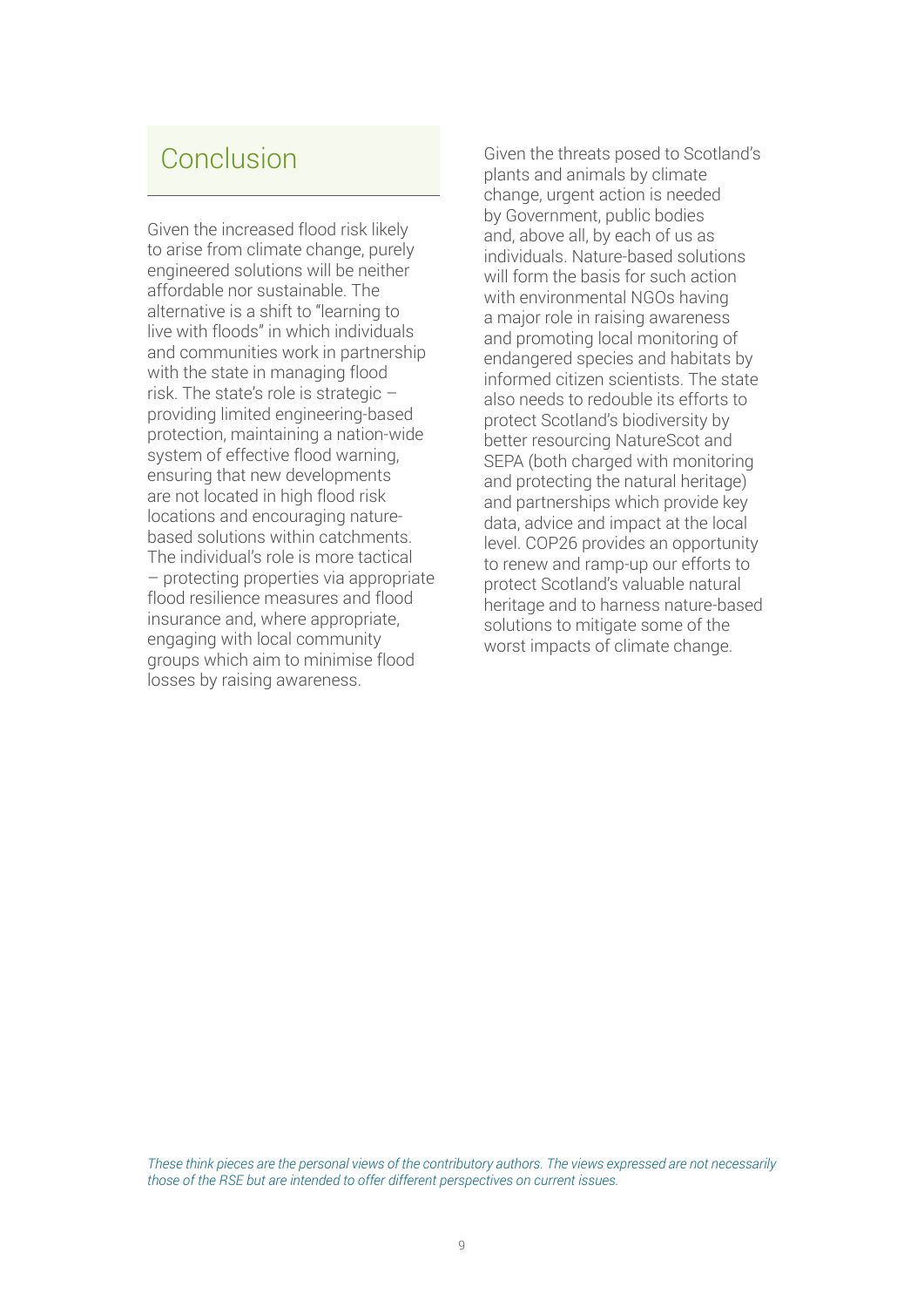## Conclusion

Given the increased flood risk likely to arise from climate change, purely engineered solutions will be neither affordable nor sustainable. The alternative is a shift to "learning to live with floods" in which individuals and communities work in partnership with the state in managing flood risk. The state's role is strategic – providing limited engineering-based protection, maintaining a nation-wide system of effective flood warning, ensuring that new developments are not located in high flood risk locations and encouraging nature-based solutions within catchments. The individual's role is more tactical – protecting properties via appropriate flood resilience measures and flood insurance and, where appropriate, engaging with local community groups which aim to minimise flood losses by raising awareness.

Given the threats posed to Scotland's plants and animals by climate change, urgent action is needed by Government, public bodies and, above all, by each of us as individuals. Nature-based solutions will form the basis for such action with environmental NGOs having a major role in raising awareness and promoting local monitoring of endangered species and habitats by informed citizen scientists. The state also needs to redouble its efforts to protect Scotland's biodiversity by better resourcing NatureScot and SEPA (both charged with monitoring and protecting the natural heritage) and partnerships which provide key data, advice and impact at the local level. COP26 provides an opportunity to renew and ramp-up our efforts to protect Scotland's valuable natural heritage and to harness nature-based solutions to mitigate some of the worst impacts of climate change.

*These think pieces are the personal views of the contributory authors. The views expressed are not necessarily those of the RSE but are intended to offer different perspectives on current issues.*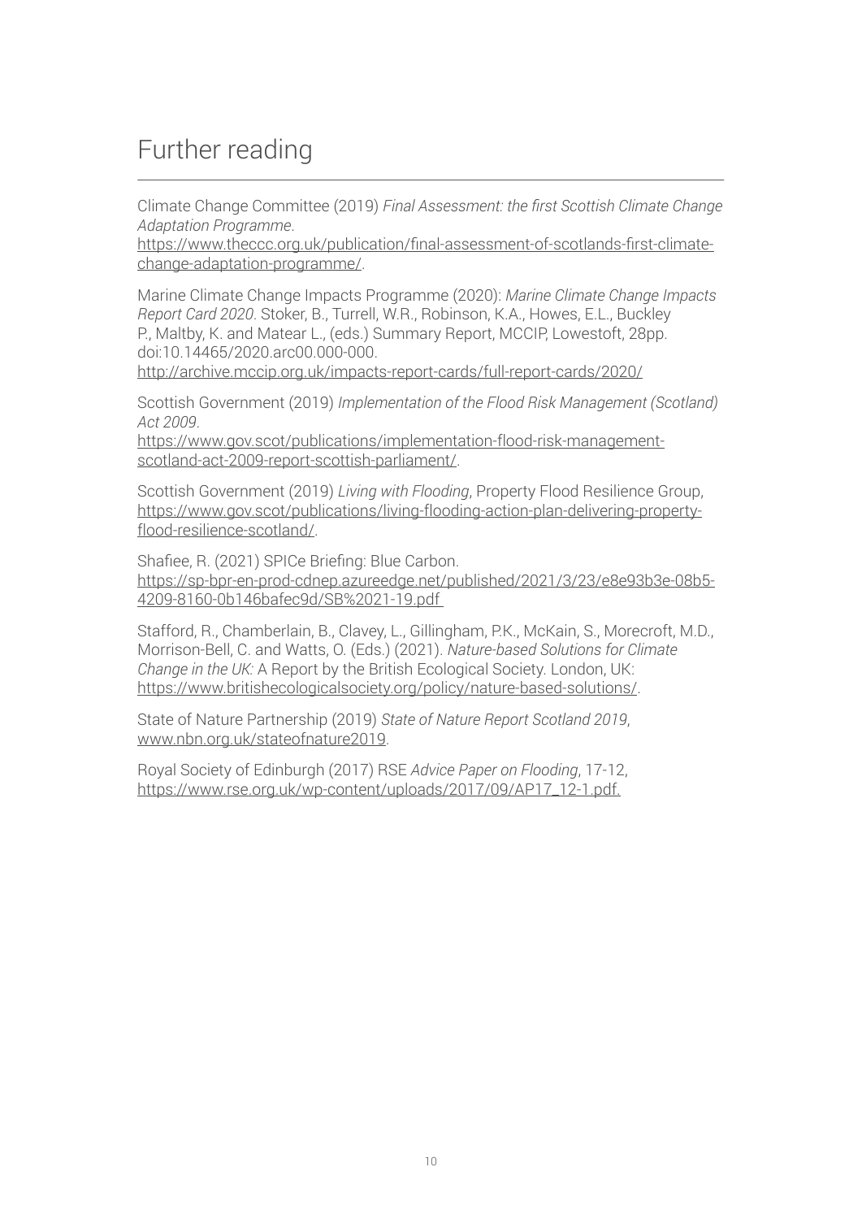# Further reading

Climate Change Committee (2019) *Final Assessment: the first Scottish Climate Change Adaptation Programme*.
https://www.theccc.org.uk/publication/final-assessment-of-scotlands-first-climate-change-adaptation-programme/.

Marine Climate Change Impacts Programme (2020): *Marine Climate Change Impacts Report Card 2020*. Stoker, B., Turrell, W.R., Robinson, K.A., Howes, E.L., Buckley P., Maltby, K. and Matear L., (eds.) Summary Report, MCCIP, Lowestoft, 28pp. doi:10.14465/2020.arc00.000-000.
http://archive.mccip.org.uk/impacts-report-cards/full-report-cards/2020/

Scottish Government (2019) *Implementation of the Flood Risk Management (Scotland) Act 2009*.
https://www.gov.scot/publications/implementation-flood-risk-management-scotland-act-2009-report-scottish-parliament/.

Scottish Government (2019) *Living with Flooding*, Property Flood Resilience Group, https://www.gov.scot/publications/living-flooding-action-plan-delivering-property-flood-resilience-scotland/.

Shafiee, R. (2021) SPICe Briefing: Blue Carbon.
https://sp-bpr-en-prod-cdnep.azureedge.net/published/2021/3/23/e8e93b3e-08b5-4209-8160-0b146bafec9d/SB%2021-19.pdf

Stafford, R., Chamberlain, B., Clavey, L., Gillingham, P.K., McKain, S., Morecroft, M.D., Morrison-Bell, C. and Watts, O. (Eds.) (2021). *Nature-based Solutions for Climate Change in the UK:* A Report by the British Ecological Society. London, UK: https://www.britishecologicalsociety.org/policy/nature-based-solutions/.

State of Nature Partnership (2019) *State of Nature Report Scotland 2019*, www.nbn.org.uk/stateofnature2019.

Royal Society of Edinburgh (2017) RSE *Advice Paper on Flooding*, 17-12, https://www.rse.org.uk/wp-content/uploads/2017/09/AP17_12-1.pdf.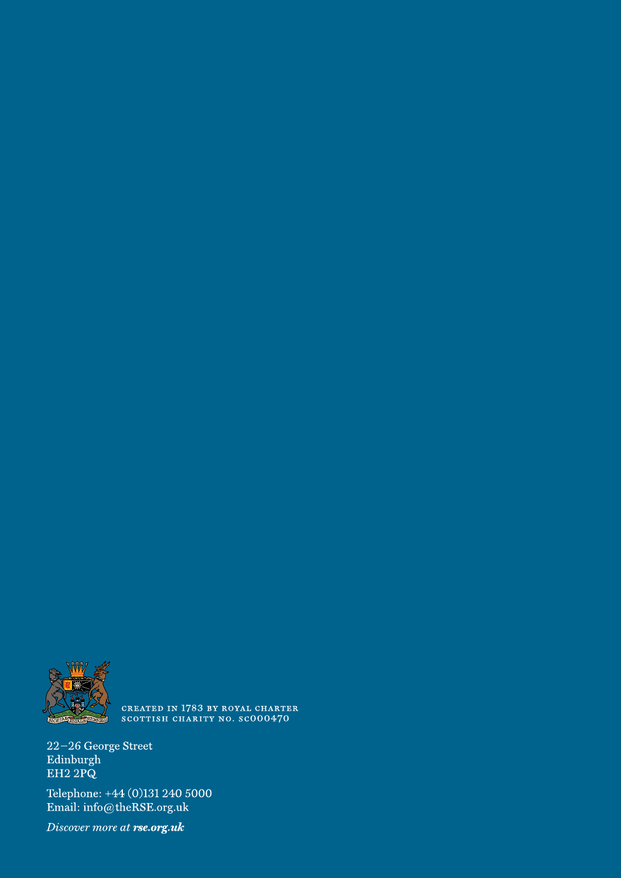CREATED IN 1783 BY ROYAL CHARTER
SCOTTISH CHARITY NO. SC000470

22–26 George Street
Edinburgh
EH2 2PQ

Telephone: +44 (0)131 240 5000
Email: info@theRSE.org.uk

*Discover more at **rse.org.uk***